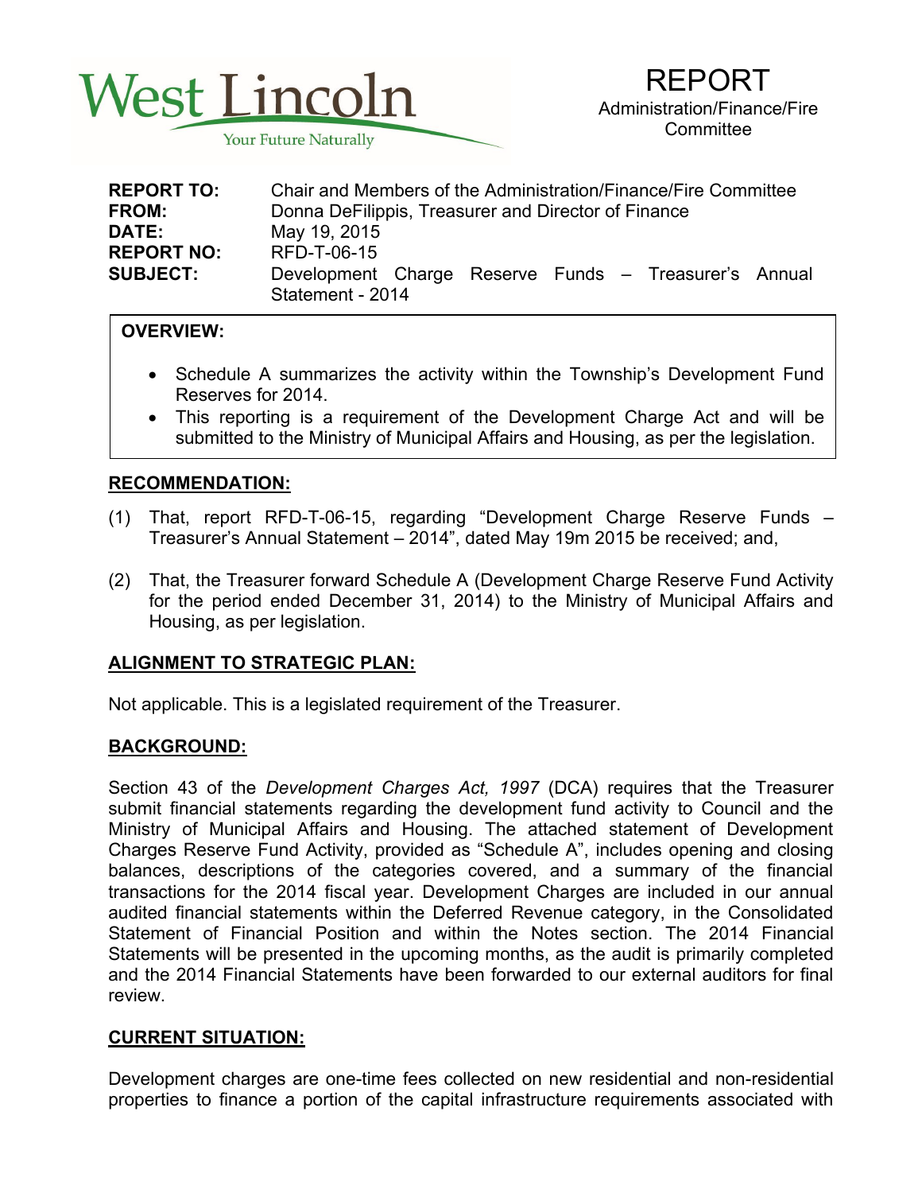West Lincoln

Your Future Naturally

# REPORT

Administration/Finance/Fire Committee

**REPORT TO:** Chair and Members of the Administration/Finance/Fire Committee
**FROM:** Donna DeFilippis, Treasurer and Director of Finance
**DATE:** May 19, 2015
**REPORT NO:** RFD-T-06-15
**SUBJECT:** Development Charge Reserve Funds – Treasurer's Annual Statement - 2014

**OVERVIEW:**

- Schedule A summarizes the activity within the Township's Development Fund Reserves for 2014.
- This reporting is a requirement of the Development Charge Act and will be submitted to the Ministry of Municipal Affairs and Housing, as per the legislation.

## RECOMMENDATION:

(1) That, report RFD-T-06-15, regarding "Development Charge Reserve Funds – Treasurer's Annual Statement – 2014", dated May 19m 2015 be received; and,

(2) That, the Treasurer forward Schedule A (Development Charge Reserve Fund Activity for the period ended December 31, 2014) to the Ministry of Municipal Affairs and Housing, as per legislation.

## ALIGNMENT TO STRATEGIC PLAN:

Not applicable. This is a legislated requirement of the Treasurer.

## BACKGROUND:

Section 43 of the *Development Charges Act, 1997* (DCA) requires that the Treasurer submit financial statements regarding the development fund activity to Council and the Ministry of Municipal Affairs and Housing. The attached statement of Development Charges Reserve Fund Activity, provided as "Schedule A", includes opening and closing balances, descriptions of the categories covered, and a summary of the financial transactions for the 2014 fiscal year. Development Charges are included in our annual audited financial statements within the Deferred Revenue category, in the Consolidated Statement of Financial Position and within the Notes section. The 2014 Financial Statements will be presented in the upcoming months, as the audit is primarily completed and the 2014 Financial Statements have been forwarded to our external auditors for final review.

## CURRENT SITUATION:

Development charges are one-time fees collected on new residential and non-residential properties to finance a portion of the capital infrastructure requirements associated with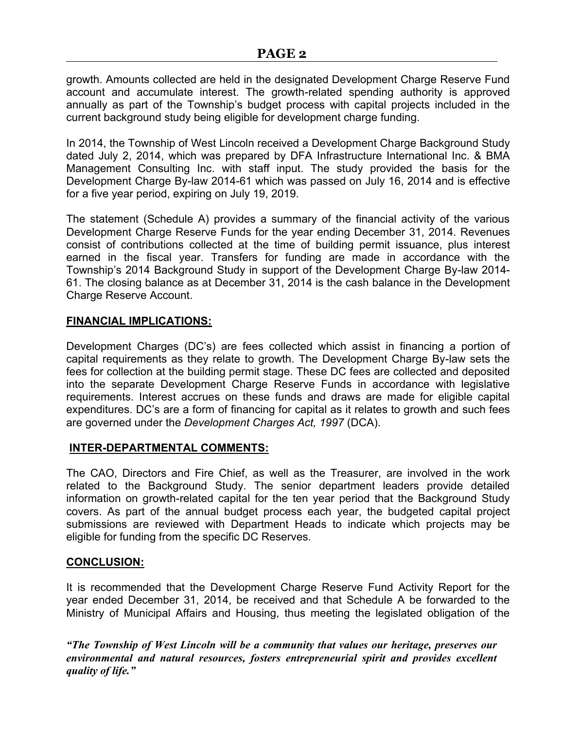growth. Amounts collected are held in the designated Development Charge Reserve Fund account and accumulate interest. The growth-related spending authority is approved annually as part of the Township's budget process with capital projects included in the current background study being eligible for development charge funding.

In 2014, the Township of West Lincoln received a Development Charge Background Study dated July 2, 2014, which was prepared by DFA Infrastructure International Inc. & BMA Management Consulting Inc. with staff input. The study provided the basis for the Development Charge By-law 2014-61 which was passed on July 16, 2014 and is effective for a five year period, expiring on July 19, 2019.

The statement (Schedule A) provides a summary of the financial activity of the various Development Charge Reserve Funds for the year ending December 31, 2014. Revenues consist of contributions collected at the time of building permit issuance, plus interest earned in the fiscal year. Transfers for funding are made in accordance with the Township's 2014 Background Study in support of the Development Charge By-law 2014-61. The closing balance as at December 31, 2014 is the cash balance in the Development Charge Reserve Account.

## FINANCIAL IMPLICATIONS:

Development Charges (DC's) are fees collected which assist in financing a portion of capital requirements as they relate to growth. The Development Charge By-law sets the fees for collection at the building permit stage. These DC fees are collected and deposited into the separate Development Charge Reserve Funds in accordance with legislative requirements. Interest accrues on these funds and draws are made for eligible capital expenditures. DC's are a form of financing for capital as it relates to growth and such fees are governed under the *Development Charges Act, 1997* (DCA).

## INTER-DEPARTMENTAL COMMENTS:

The CAO, Directors and Fire Chief, as well as the Treasurer, are involved in the work related to the Background Study. The senior department leaders provide detailed information on growth-related capital for the ten year period that the Background Study covers. As part of the annual budget process each year, the budgeted capital project submissions are reviewed with Department Heads to indicate which projects may be eligible for funding from the specific DC Reserves.

## CONCLUSION:

It is recommended that the Development Charge Reserve Fund Activity Report for the year ended December 31, 2014, be received and that Schedule A be forwarded to the Ministry of Municipal Affairs and Housing, thus meeting the legislated obligation of the

***"The Township of West Lincoln will be a community that values our heritage, preserves our environmental and natural resources, fosters entrepreneurial spirit and provides excellent quality of life."***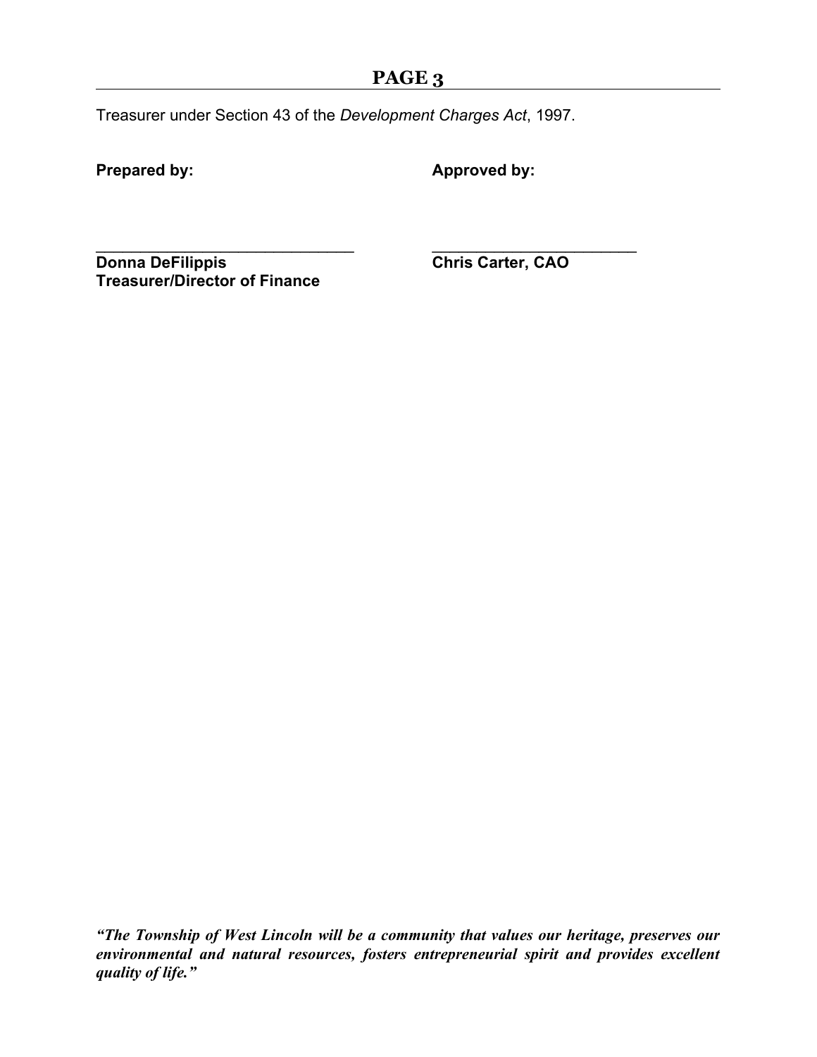Treasurer under Section 43 of the *Development Charges Act*, 1997.

**Prepared by:** **Approved by:**

_______________________________ _________________________

**Donna DeFilippis**
**Treasurer/Director of Finance**

**Chris Carter, CAO**

***"The Township of West Lincoln will be a community that values our heritage, preserves our environmental and natural resources, fosters entrepreneurial spirit and provides excellent quality of life."***